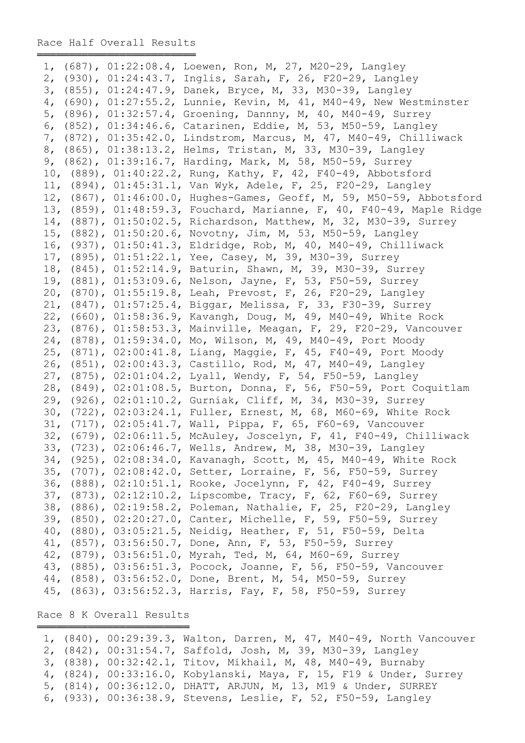## Race Half Overall Results

```
 1, (687), 01:22:08.4, Loewen, Ron, M, 27, M20-29, Langley
 2, (930), 01:24:43.7, Inglis, Sarah, F, 26, F20-29, Langley
 3, (855), 01:24:47.9, Danek, Bryce, M, 33, M30-39, Langley
 4, (690), 01:27:55.2, Lunnie, Kevin, M, 41, M40-49, New Westminster
 5, (896), 01:32:57.4, Groening, Dannny, M, 40, M40-49, Surrey
 6, (852), 01:34:46.6, Catarinen, Eddie, M, 53, M50-59, Langley
 7, (872), 01:35:42.0, Lindstrom, Marcus, M, 47, M40-49, Chilliwack
 8, (865), 01:38:13.2, Helms, Tristan, M, 33, M30-39, Langley
 9, (862), 01:39:16.7, Harding, Mark, M, 58, M50-59, Surrey
 10, (889), 01:40:22.2, Rung, Kathy, F, 42, F40-49, Abbotsford
 11, (894), 01:45:31.1, Van Wyk, Adele, F, 25, F20-29, Langley
 12, (867), 01:46:00.0, Hughes-Games, Geoff, M, 59, M50-59, Abbotsford
 13, (859), 01:48:59.3, Fouchard, Marianne, F, 40, F40-49, Maple Ridge
 14, (887), 01:50:02.5, Richardson, Matthew, M, 32, M30-39, Surrey
 15, (882), 01:50:20.6, Novotny, Jim, M, 53, M50-59, Langley
 16, (937), 01:50:41.3, Eldridge, Rob, M, 40, M40-49, Chilliwack
 17, (895), 01:51:22.1, Yee, Casey, M, 39, M30-39, Surrey
 18, (845), 01:52:14.9, Baturin, Shawn, M, 39, M30-39, Surrey
 19, (881), 01:53:09.6, Nelson, Jayne, F, 53, F50-59, Surrey
 20, (870), 01:55:19.8, Leah, Prevost, F, 26, F20-29, Langley
 21, (847), 01:57:25.4, Biggar, Melissa, F, 33, F30-39, Surrey
 22, (660), 01:58:36.9, Kavangh, Doug, M, 49, M40-49, White Rock
 23, (876), 01:58:53.3, Mainville, Meagan, F, 29, F20-29, Vancouver
 24, (878), 01:59:34.0, Mo, Wilson, M, 49, M40-49, Port Moody
 25, (871), 02:00:41.8, Liang, Maggie, F, 45, F40-49, Port Moody
 26, (851), 02:00:43.3, Castillo, Rod, M, 47, M40-49, Langley
 27, (875), 02:01:04.2, Lyall, Wendy, F, 54, F50-59, Langley
 28, (849), 02:01:08.5, Burton, Donna, F, 56, F50-59, Port Coquitlam
 29, (926), 02:01:10.2, Gurniak, Cliff, M, 34, M30-39, Surrey
 30, (722), 02:03:24.1, Fuller, Ernest, M, 68, M60-69, White Rock
 31, (717), 02:05:41.7, Wall, Pippa, F, 65, F60-69, Vancouver
 32, (679), 02:06:11.5, McAuley, Joscelyn, F, 41, F40-49, Chilliwack
 33, (723), 02:06:46.7, Wells, Andrew, M, 38, M30-39, Langley
 34, (925), 02:08:34.0, Kavanagh, Scott, M, 45, M40-49, White Rock
 35, (707), 02:08:42.0, Setter, Lorraine, F, 56, F50-59, Surrey
 36, (888), 02:10:51.1, Rooke, Jocelynn, F, 42, F40-49, Surrey
 37, (873), 02:12:10.2, Lipscombe, Tracy, F, 62, F60-69, Surrey
 38, (886), 02:19:58.2, Poleman, Nathalie, F, 25, F20-29, Langley
 39, (850), 02:20:27.0, Canter, Michelle, F, 59, F50-59, Surrey
 40, (880), 03:05:21.5, Neidig, Heather, F, 51, F50-59, Delta
 41, (857), 03:56:50.7, Done, Ann, F, 53, F50-59, Surrey
 42, (879), 03:56:51.0, Myrah, Ted, M, 64, M60-69, Surrey
 43, (885), 03:56:51.3, Pocock, Joanne, F, 56, F50-59, Vancouver
 44, (858), 03:56:52.0, Done, Brent, M, 54, M50-59, Surrey
 45, (863), 03:56:52.3, Harris, Fay, F, 58, F50-59, Surrey
```

## Race 8 K Overall Results

```
 1, (840), 00:29:39.3, Walton, Darren, M, 47, M40-49, North Vancouver
 2, (842), 00:31:54.7, Saffold, Josh, M, 39, M30-39, Langley
 3, (838), 00:32:42.1, Titov, Mikhail, M, 48, M40-49, Burnaby
 4, (824), 00:33:16.0, Kobylanski, Maya, F, 15, F19 & Under, Surrey
 5, (814), 00:36:12.0, DHATT, ARJUN, M, 13, M19 & Under, SURREY
 6, (933), 00:36:38.9, Stevens, Leslie, F, 52, F50-59, Langley
```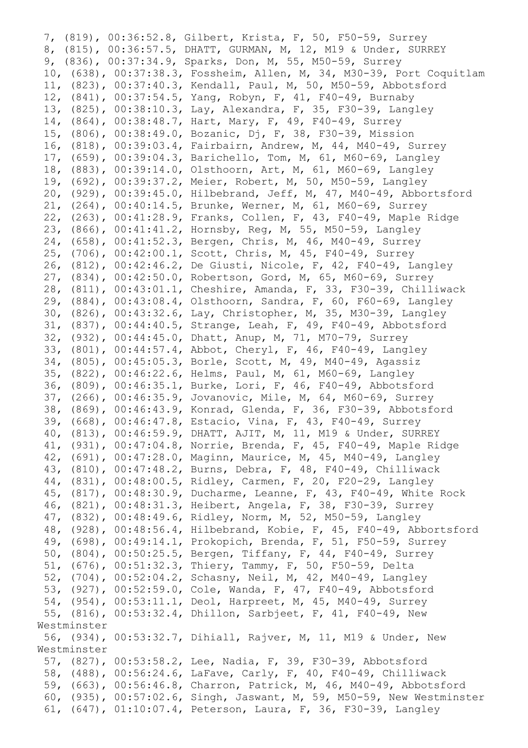7, (819), 00:36:52.8, Gilbert, Krista, F, 50, F50-59, Surrey
8, (815), 00:36:57.5, DHATT, GURMAN, M, 12, M19 & Under, SURREY
9, (836), 00:37:34.9, Sparks, Don, M, 55, M50-59, Surrey
10, (638), 00:37:38.3, Fossheim, Allen, M, 34, M30-39, Port Coquitlam
11, (823), 00:37:40.3, Kendall, Paul, M, 50, M50-59, Abbotsford
12, (841), 00:37:54.5, Yang, Robyn, F, 41, F40-49, Burnaby
13, (825), 00:38:10.3, Lay, Alexandra, F, 35, F30-39, Langley
14, (864), 00:38:48.7, Hart, Mary, F, 49, F40-49, Surrey
15, (806), 00:38:49.0, Bozanic, Dj, F, 38, F30-39, Mission
16, (818), 00:39:03.4, Fairbairn, Andrew, M, 44, M40-49, Surrey
17, (659), 00:39:04.3, Barichello, Tom, M, 61, M60-69, Langley
18, (883), 00:39:14.0, Olsthoorn, Art, M, 61, M60-69, Langley
19, (692), 00:39:37.2, Meier, Robert, M, 50, M50-59, Langley
20, (929), 00:39:45.0, Hilbebrand, Jeff, M, 47, M40-49, Abbortsford
21, (264), 00:40:14.5, Brunke, Werner, M, 61, M60-69, Surrey
22, (263), 00:41:28.9, Franks, Collen, F, 43, F40-49, Maple Ridge
23, (866), 00:41:41.2, Hornsby, Reg, M, 55, M50-59, Langley
24, (658), 00:41:52.3, Bergen, Chris, M, 46, M40-49, Surrey
25, (706), 00:42:00.1, Scott, Chris, M, 45, F40-49, Surrey
26, (812), 00:42:46.2, De Giusti, Nicole, F, 42, F40-49, Langley
27, (834), 00:42:50.0, Robertson, Gord, M, 65, M60-69, Surrey
28, (811), 00:43:01.1, Cheshire, Amanda, F, 33, F30-39, Chilliwack
29, (884), 00:43:08.4, Olsthoorn, Sandra, F, 60, F60-69, Langley
30, (826), 00:43:32.6, Lay, Christopher, M, 35, M30-39, Langley
31, (837), 00:44:40.5, Strange, Leah, F, 49, F40-49, Abbotsford
32, (932), 00:44:45.0, Dhatt, Anup, M, 71, M70-79, Surrey
33, (801), 00:44:57.4, Abbot, Cheryl, F, 46, F40-49, Langley
34, (805), 00:45:05.3, Borle, Scott, M, 49, M40-49, Agassiz
35, (822), 00:46:22.6, Helms, Paul, M, 61, M60-69, Langley
36, (809), 00:46:35.1, Burke, Lori, F, 46, F40-49, Abbotsford
37, (266), 00:46:35.9, Jovanovic, Mile, M, 64, M60-69, Surrey
38, (869), 00:46:43.9, Konrad, Glenda, F, 36, F30-39, Abbotsford
39, (668), 00:46:47.8, Estacio, Vina, F, 43, F40-49, Surrey
40, (813), 00:46:59.9, DHATT, AJIT, M, 11, M19 & Under, SURREY
41, (931), 00:47:04.8, Norrie, Brenda, F, 45, F40-49, Maple Ridge
42, (691), 00:47:28.0, Maginn, Maurice, M, 45, M40-49, Langley
43, (810), 00:47:48.2, Burns, Debra, F, 48, F40-49, Chilliwack
44, (831), 00:48:00.5, Ridley, Carmen, F, 20, F20-29, Langley
45, (817), 00:48:30.9, Ducharme, Leanne, F, 43, F40-49, White Rock
46, (821), 00:48:31.3, Heibert, Angela, F, 38, F30-39, Surrey
47, (832), 00:48:49.6, Ridley, Norm, M, 52, M50-59, Langley
48, (928), 00:48:56.4, Hilbebrand, Kobie, F, 45, F40-49, Abbortsford
49, (698), 00:49:14.1, Prokopich, Brenda, F, 51, F50-59, Surrey
50, (804), 00:50:25.5, Bergen, Tiffany, F, 44, F40-49, Surrey
51, (676), 00:51:32.3, Thiery, Tammy, F, 50, F50-59, Delta
52, (704), 00:52:04.2, Schasny, Neil, M, 42, M40-49, Langley
53, (927), 00:52:59.0, Cole, Wanda, F, 47, F40-49, Abbotsford
54, (954), 00:53:11.1, Deol, Harpreet, M, 45, M40-49, Surrey
55, (816), 00:53:32.4, Dhillon, Sarbjeet, F, 41, F40-49, New Westminster
56, (934), 00:53:32.7, Dihiall, Rajver, M, 11, M19 & Under, New Westminster
57, (827), 00:53:58.2, Lee, Nadia, F, 39, F30-39, Abbotsford
58, (488), 00:56:24.6, LaFave, Carly, F, 40, F40-49, Chilliwack
59, (663), 00:56:46.8, Charron, Patrick, M, 46, M40-49, Abbotsford
60, (935), 00:57:02.6, Singh, Jaswant, M, 59, M50-59, New Westminster
61, (647), 01:10:07.4, Peterson, Laura, F, 36, F30-39, Langley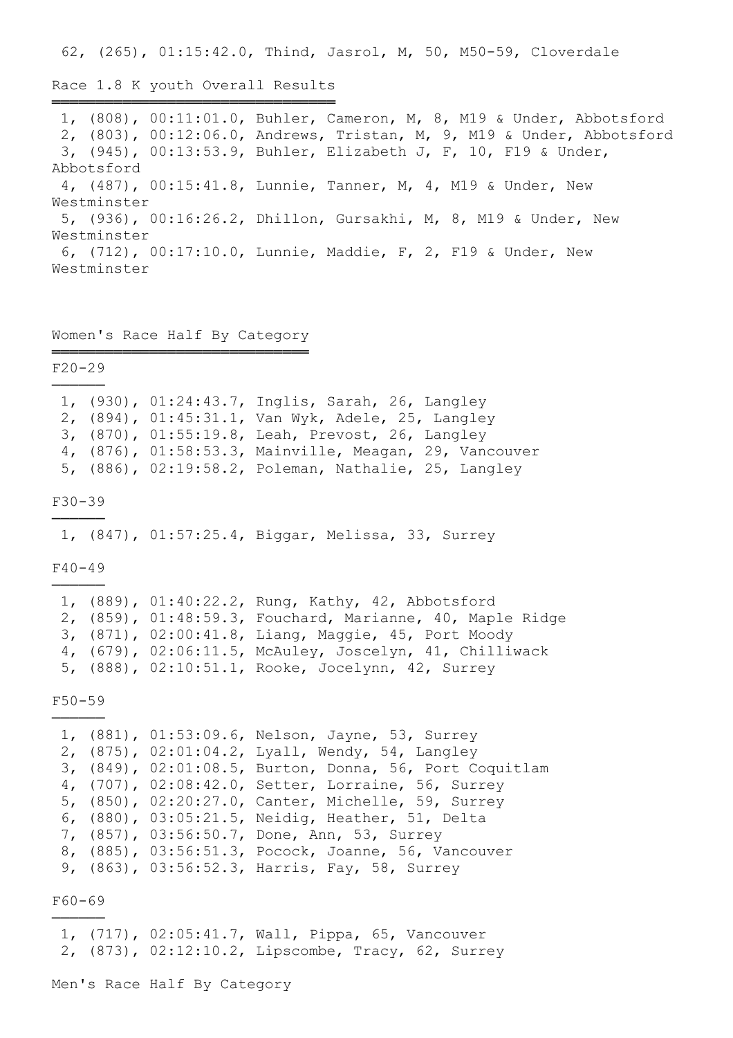62, (265), 01:15:42.0, Thind, Jasrol, M, 50, M50-59, Cloverdale

## Race 1.8 K youth Overall Results

1, (808), 00:11:01.0, Buhler, Cameron, M, 8, M19 & Under, Abbotsford
2, (803), 00:12:06.0, Andrews, Tristan, M, 9, M19 & Under, Abbotsford
3, (945), 00:13:53.9, Buhler, Elizabeth J, F, 10, F19 & Under, Abbotsford
4, (487), 00:15:41.8, Lunnie, Tanner, M, 4, M19 & Under, New Westminster
5, (936), 00:16:26.2, Dhillon, Gursakhi, M, 8, M19 & Under, New Westminster
6, (712), 00:17:10.0, Lunnie, Maddie, F, 2, F19 & Under, New Westminster

## Women's Race Half By Category

### F20-29

1, (930), 01:24:43.7, Inglis, Sarah, 26, Langley
2, (894), 01:45:31.1, Van Wyk, Adele, 25, Langley
3, (870), 01:55:19.8, Leah, Prevost, 26, Langley
4, (876), 01:58:53.3, Mainville, Meagan, 29, Vancouver
5, (886), 02:19:58.2, Poleman, Nathalie, 25, Langley

### F30-39

1, (847), 01:57:25.4, Biggar, Melissa, 33, Surrey

### F40-49

1, (889), 01:40:22.2, Rung, Kathy, 42, Abbotsford
2, (859), 01:48:59.3, Fouchard, Marianne, 40, Maple Ridge
3, (871), 02:00:41.8, Liang, Maggie, 45, Port Moody
4, (679), 02:06:11.5, McAuley, Joscelyn, 41, Chilliwack
5, (888), 02:10:51.1, Rooke, Jocelynn, 42, Surrey

### F50-59

1, (881), 01:53:09.6, Nelson, Jayne, 53, Surrey
2, (875), 02:01:04.2, Lyall, Wendy, 54, Langley
3, (849), 02:01:08.5, Burton, Donna, 56, Port Coquitlam
4, (707), 02:08:42.0, Setter, Lorraine, 56, Surrey
5, (850), 02:20:27.0, Canter, Michelle, 59, Surrey
6, (880), 03:05:21.5, Neidig, Heather, 51, Delta
7, (857), 03:56:50.7, Done, Ann, 53, Surrey
8, (885), 03:56:51.3, Pocock, Joanne, 56, Vancouver
9, (863), 03:56:52.3, Harris, Fay, 58, Surrey

### F60-69

1, (717), 02:05:41.7, Wall, Pippa, 65, Vancouver
2, (873), 02:12:10.2, Lipscombe, Tracy, 62, Surrey

## Men's Race Half By Category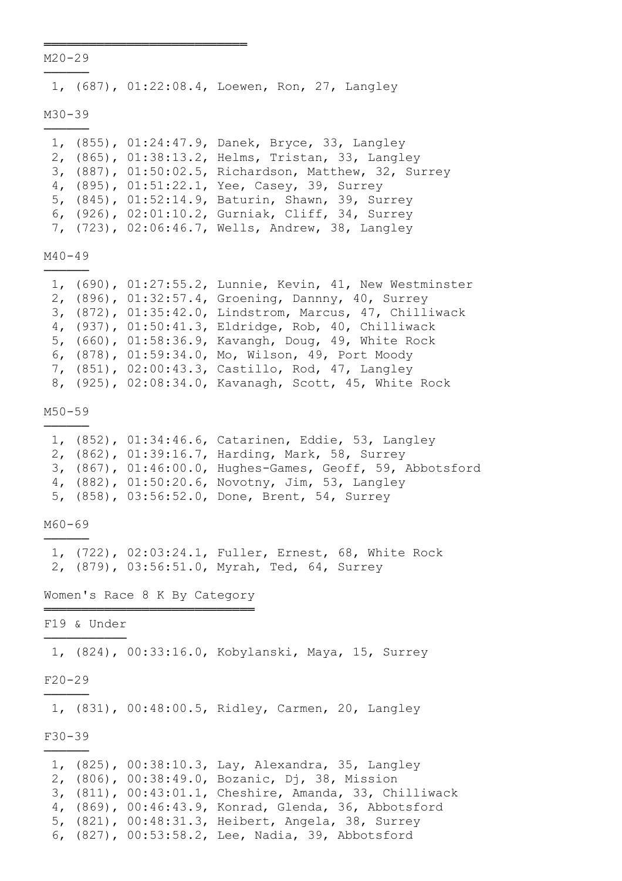═══════════════════════════

M20-29

1, (687), 01:22:08.4, Loewen, Ron, 27, Langley

M30-39

1, (855), 01:24:47.9, Danek, Bryce, 33, Langley
2, (865), 01:38:13.2, Helms, Tristan, 33, Langley
3, (887), 01:50:02.5, Richardson, Matthew, 32, Surrey
4, (895), 01:51:22.1, Yee, Casey, 39, Surrey
5, (845), 01:52:14.9, Baturin, Shawn, 39, Surrey
6, (926), 02:01:10.2, Gurniak, Cliff, 34, Surrey
7, (723), 02:06:46.7, Wells, Andrew, 38, Langley

M40-49

1, (690), 01:27:55.2, Lunnie, Kevin, 41, New Westminster
2, (896), 01:32:57.4, Groening, Dannny, 40, Surrey
3, (872), 01:35:42.0, Lindstrom, Marcus, 47, Chilliwack
4, (937), 01:50:41.3, Eldridge, Rob, 40, Chilliwack
5, (660), 01:58:36.9, Kavangh, Doug, 49, White Rock
6, (878), 01:59:34.0, Mo, Wilson, 49, Port Moody
7, (851), 02:00:43.3, Castillo, Rod, 47, Langley
8, (925), 02:08:34.0, Kavanagh, Scott, 45, White Rock

M50-59

1, (852), 01:34:46.6, Catarinen, Eddie, 53, Langley
2, (862), 01:39:16.7, Harding, Mark, 58, Surrey
3, (867), 01:46:00.0, Hughes-Games, Geoff, 59, Abbotsford
4, (882), 01:50:20.6, Novotny, Jim, 53, Langley
5, (858), 03:56:52.0, Done, Brent, 54, Surrey

M60-69

1, (722), 02:03:24.1, Fuller, Ernest, 68, White Rock
2, (879), 03:56:51.0, Myrah, Ted, 64, Surrey

Women's Race 8 K By Category
═══════════════════════════

F19 & Under

1, (824), 00:33:16.0, Kobylanski, Maya, 15, Surrey

F20-29

1, (831), 00:48:00.5, Ridley, Carmen, 20, Langley

F30-39

1, (825), 00:38:10.3, Lay, Alexandra, 35, Langley
2, (806), 00:38:49.0, Bozanic, Dj, 38, Mission
3, (811), 00:43:01.1, Cheshire, Amanda, 33, Chilliwack
4, (869), 00:46:43.9, Konrad, Glenda, 36, Abbotsford
5, (821), 00:48:31.3, Heibert, Angela, 38, Surrey
6, (827), 00:53:58.2, Lee, Nadia, 39, Abbotsford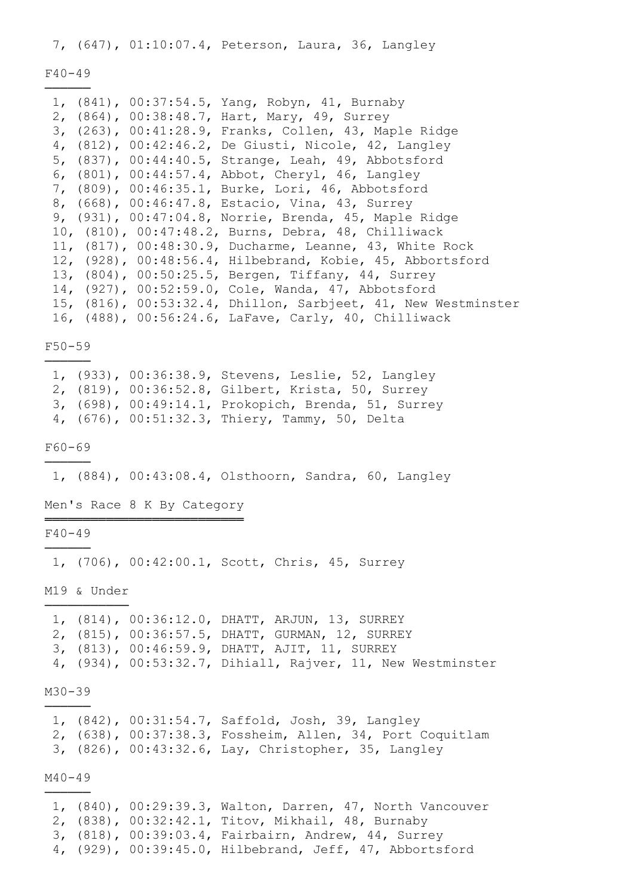7, (647), 01:10:07.4, Peterson, Laura, 36, Langley

### F40-49

1, (841), 00:37:54.5, Yang, Robyn, 41, Burnaby
2, (864), 00:38:48.7, Hart, Mary, 49, Surrey
3, (263), 00:41:28.9, Franks, Collen, 43, Maple Ridge
4, (812), 00:42:46.2, De Giusti, Nicole, 42, Langley
5, (837), 00:44:40.5, Strange, Leah, 49, Abbotsford
6, (801), 00:44:57.4, Abbot, Cheryl, 46, Langley
7, (809), 00:46:35.1, Burke, Lori, 46, Abbotsford
8, (668), 00:46:47.8, Estacio, Vina, 43, Surrey
9, (931), 00:47:04.8, Norrie, Brenda, 45, Maple Ridge
10, (810), 00:47:48.2, Burns, Debra, 48, Chilliwack
11, (817), 00:48:30.9, Ducharme, Leanne, 43, White Rock
12, (928), 00:48:56.4, Hilbebrand, Kobie, 45, Abbortsford
13, (804), 00:50:25.5, Bergen, Tiffany, 44, Surrey
14, (927), 00:52:59.0, Cole, Wanda, 47, Abbotsford
15, (816), 00:53:32.4, Dhillon, Sarbjeet, 41, New Westminster
16, (488), 00:56:24.6, LaFave, Carly, 40, Chilliwack

### F50-59

1, (933), 00:36:38.9, Stevens, Leslie, 52, Langley
2, (819), 00:36:52.8, Gilbert, Krista, 50, Surrey
3, (698), 00:49:14.1, Prokopich, Brenda, 51, Surrey
4, (676), 00:51:32.3, Thiery, Tammy, 50, Delta

### F60-69

1, (884), 00:43:08.4, Olsthoorn, Sandra, 60, Langley

## Men's Race 8 K By Category

### F40-49

1, (706), 00:42:00.1, Scott, Chris, 45, Surrey

### M19 & Under

1, (814), 00:36:12.0, DHATT, ARJUN, 13, SURREY
2, (815), 00:36:57.5, DHATT, GURMAN, 12, SURREY
3, (813), 00:46:59.9, DHATT, AJIT, 11, SURREY
4, (934), 00:53:32.7, Dihiall, Rajver, 11, New Westminster

### M30-39

1, (842), 00:31:54.7, Saffold, Josh, 39, Langley
2, (638), 00:37:38.3, Fossheim, Allen, 34, Port Coquitlam
3, (826), 00:43:32.6, Lay, Christopher, 35, Langley

### M40-49

1, (840), 00:29:39.3, Walton, Darren, 47, North Vancouver
2, (838), 00:32:42.1, Titov, Mikhail, 48, Burnaby
3, (818), 00:39:03.4, Fairbairn, Andrew, 44, Surrey
4, (929), 00:39:45.0, Hilbebrand, Jeff, 47, Abbortsford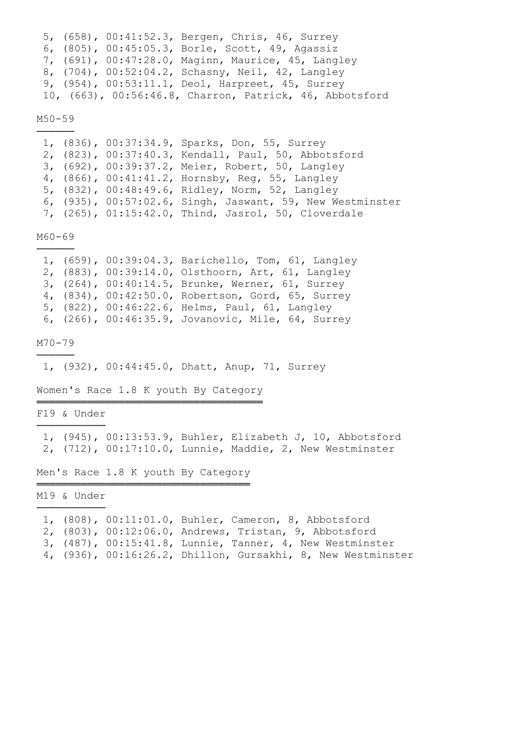5, (658), 00:41:52.3, Bergen, Chris, 46, Surrey
6, (805), 00:45:05.3, Borle, Scott, 49, Agassiz
7, (691), 00:47:28.0, Maginn, Maurice, 45, Langley
8, (704), 00:52:04.2, Schasny, Neil, 42, Langley
9, (954), 00:53:11.1, Deol, Harpreet, 45, Surrey
10, (663), 00:56:46.8, Charron, Patrick, 46, Abbotsford

### M50-59

1, (836), 00:37:34.9, Sparks, Don, 55, Surrey
2, (823), 00:37:40.3, Kendall, Paul, 50, Abbotsford
3, (692), 00:39:37.2, Meier, Robert, 50, Langley
4, (866), 00:41:41.2, Hornsby, Reg, 55, Langley
5, (832), 00:48:49.6, Ridley, Norm, 52, Langley
6, (935), 00:57:02.6, Singh, Jaswant, 59, New Westminster
7, (265), 01:15:42.0, Thind, Jasrol, 50, Cloverdale

### M60-69

1, (659), 00:39:04.3, Barichello, Tom, 61, Langley
2, (883), 00:39:14.0, Olsthoorn, Art, 61, Langley
3, (264), 00:40:14.5, Brunke, Werner, 61, Surrey
4, (834), 00:42:50.0, Robertson, Gord, 65, Surrey
5, (822), 00:46:22.6, Helms, Paul, 61, Langley
6, (266), 00:46:35.9, Jovanovic, Mile, 64, Surrey

### M70-79

1, (932), 00:44:45.0, Dhatt, Anup, 71, Surrey

## Women's Race 1.8 K youth By Category

### F19 & Under

1, (945), 00:13:53.9, Buhler, Elizabeth J, 10, Abbotsford
2, (712), 00:17:10.0, Lunnie, Maddie, 2, New Westminster

## Men's Race 1.8 K youth By Category

### M19 & Under

1, (808), 00:11:01.0, Buhler, Cameron, 8, Abbotsford
2, (803), 00:12:06.0, Andrews, Tristan, 9, Abbotsford
3, (487), 00:15:41.8, Lunnie, Tanner, 4, New Westminster
4, (936), 00:16:26.2, Dhillon, Gursakhi, 8, New Westminster